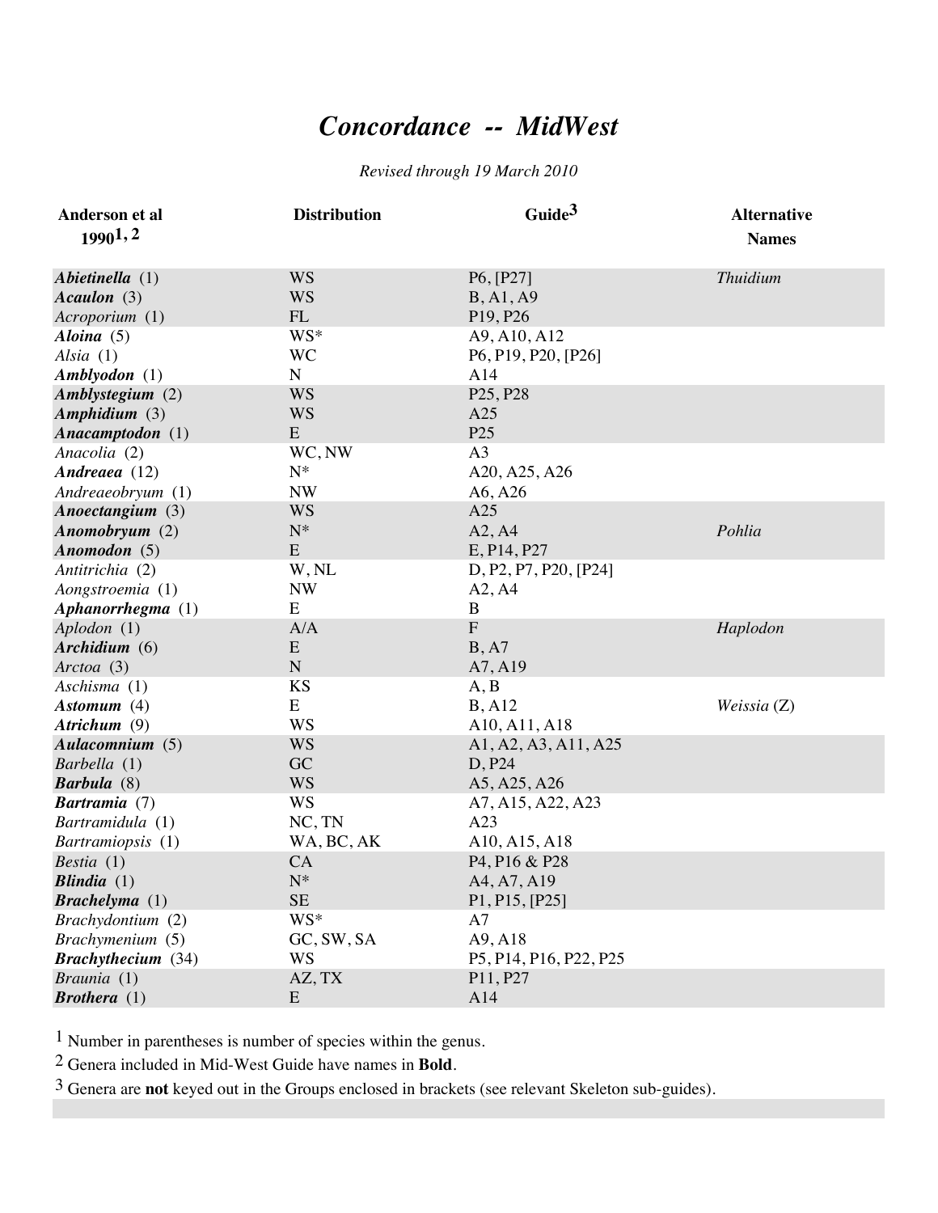# *Concordance -- MidWest*

*Revised through 19 March 2010*

| Anderson et al 1990[1, 2] | Distribution | Guide[3] | Alternative Names |
|---|---|---|---|
| ***Abietinella*** (1) | WS | P6, [P27] | *Thuidium* |
| ***Acaulon*** (3) | WS | B, A1, A9 | |
| *Acroporium* (1) | FL | P19, P26 | |
| ***Aloina*** (5) | WS* | A9, A10, A12 | |
| *Alsia* (1) | WC | P6, P19, P20, [P26] | |
| ***Amblyodon*** (1) | N | A14 | |
| ***Amblystegium*** (2) | WS | P25, P28 | |
| ***Amphidium*** (3) | WS | A25 | |
| ***Anacamptodon*** (1) | E | P25 | |
| *Anacolia* (2) | WC, NW | A3 | |
| ***Andreaea*** (12) | N* | A20, A25, A26 | |
| *Andreaeobryum* (1) | NW | A6, A26 | |
| ***Anoectangium*** (3) | WS | A25 | |
| ***Anomobryum*** (2) | N* | A2, A4 | *Pohlia* |
| ***Anomodon*** (5) | E | E, P14, P27 | |
| *Antitrichia* (2) | W, NL | D, P2, P7, P20, [P24] | |
| *Aongstroemia* (1) | NW | A2, A4 | |
| ***Aphanorrhegma*** (1) | E | B | |
| *Aplodon* (1) | A/A | F | *Haplodon* |
| ***Archidium*** (6) | E | B, A7 | |
| *Arctoa* (3) | N | A7, A19 | |
| *Aschisma* (1) | KS | A, B | |
| ***Astomum*** (4) | E | B, A12 | *Weissia* (Z) |
| ***Atrichum*** (9) | WS | A10, A11, A18 | |
| ***Aulacomnium*** (5) | WS | A1, A2, A3, A11, A25 | |
| *Barbella* (1) | GC | D, P24 | |
| ***Barbula*** (8) | WS | A5, A25, A26 | |
| ***Bartramia*** (7) | WS | A7, A15, A22, A23 | |
| *Bartramidula* (1) | NC, TN | A23 | |
| *Bartramiopsis* (1) | WA, BC, AK | A10, A15, A18 | |
| *Bestia* (1) | CA | P4, P16 & P28 | |
| ***Blindia*** (1) | N* | A4, A7, A19 | |
| ***Brachelyma*** (1) | SE | P1, P15, [P25] | |
| *Brachydontium* (2) | WS* | A7 | |
| *Brachymenium* (5) | GC, SW, SA | A9, A18 | |
| ***Brachythecium*** (34) | WS | P5, P14, P16, P22, P25 | |
| *Braunia* (1) | AZ, TX | P11, P27 | |
| ***Brothera*** (1) | E | A14 | |

[1] Number in parentheses is number of species within the genus.

[2] Genera included in Mid-West Guide have names in **Bold**.

[3] Genera are **not** keyed out in the Groups enclosed in brackets (see relevant Skeleton sub-guides).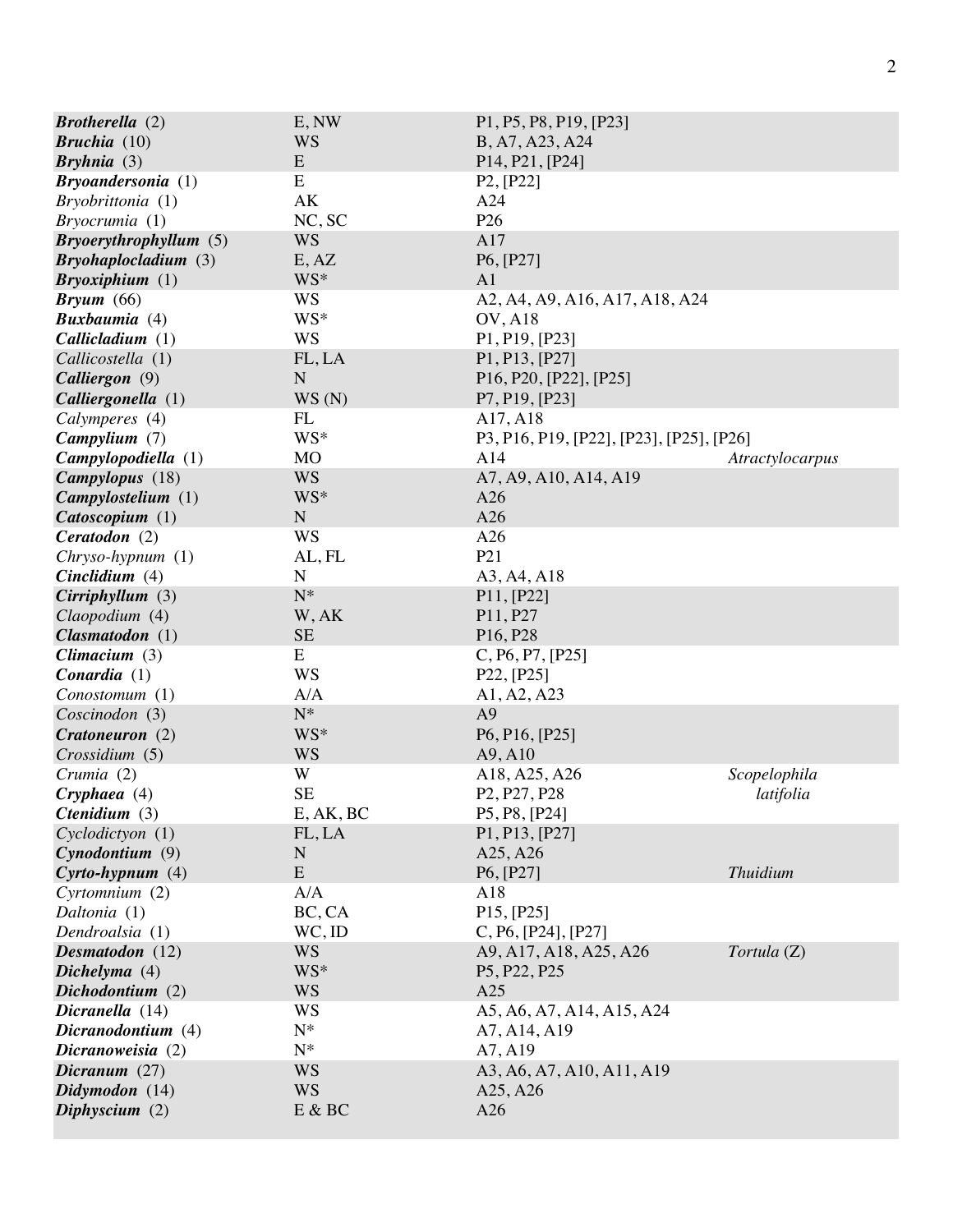| | | | |
|---|---|---|---|
| ***Brotherella*** (2) | E, NW | P1, P5, P8, P19, [P23] | |
| ***Bruchia*** (10) | WS | B, A7, A23, A24 | |
| ***Bryhnia*** (3) | E | P14, P21, [P24] | |
| ***Bryoandersonia*** (1) | E | P2, [P22] | |
| *Bryobrittonia* (1) | AK | A24 | |
| *Bryocrumia* (1) | NC, SC | P26 | |
| ***Bryoerythrophyllum*** (5) | WS | A17 | |
| ***Bryohaplocladium*** (3) | E, AZ | P6, [P27] | |
| ***Bryoxiphium*** (1) | WS* | A1 | |
| ***Bryum*** (66) | WS | A2, A4, A9, A16, A17, A18, A24 | |
| ***Buxbaumia*** (4) | WS* | OV, A18 | |
| ***Callicladium*** (1) | WS | P1, P19, [P23] | |
| *Callicostella* (1) | FL, LA | P1, P13, [P27] | |
| ***Calliergon*** (9) | N | P16, P20, [P22], [P25] | |
| ***Calliergonella*** (1) | WS (N) | P7, P19, [P23] | |
| *Calymperes* (4) | FL | A17, A18 | |
| ***Campylium*** (7) | WS* | P3, P16, P19, [P22], [P23], [P25], [P26] | |
| ***Campylopodiella*** (1) | MO | A14 | *Atractylocarpus* |
| ***Campylopus*** (18) | WS | A7, A9, A10, A14, A19 | |
| ***Campylostelium*** (1) | WS* | A26 | |
| ***Catoscopium*** (1) | N | A26 | |
| ***Ceratodon*** (2) | WS | A26 | |
| *Chryso-hypnum* (1) | AL, FL | P21 | |
| ***Cinclidium*** (4) | N | A3, A4, A18 | |
| ***Cirriphyllum*** (3) | N* | P11, [P22] | |
| *Claopodium* (4) | W, AK | P11, P27 | |
| ***Clasmatodon*** (1) | SE | P16, P28 | |
| ***Climacium*** (3) | E | C, P6, P7, [P25] | |
| ***Conardia*** (1) | WS | P22, [P25] | |
| *Conostomum* (1) | A/A | A1, A2, A23 | |
| *Coscinodon* (3) | N* | A9 | |
| ***Cratoneuron*** (2) | WS* | P6, P16, [P25] | |
| *Crossidium* (5) | WS | A9, A10 | |
| *Crumia* (2) | W | A18, A25, A26 | *Scopelophila* |
| ***Cryphaea*** (4) | SE | P2, P27, P28 | *latifolia* |
| ***Ctenidium*** (3) | E, AK, BC | P5, P8, [P24] | |
| *Cyclodictyon* (1) | FL, LA | P1, P13, [P27] | |
| ***Cynodontium*** (9) | N | A25, A26 | |
| ***Cyrto-hypnum*** (4) | E | P6, [P27] | *Thuidium* |
| *Cyrtomnium* (2) | A/A | A18 | |
| *Daltonia* (1) | BC, CA | P15, [P25] | |
| *Dendroalsia* (1) | WC, ID | C, P6, [P24], [P27] | |
| ***Desmatodon*** (12) | WS | A9, A17, A18, A25, A26 | *Tortula* (Z) |
| ***Dichelyma*** (4) | WS* | P5, P22, P25 | |
| ***Dichodontium*** (2) | WS | A25 | |
| ***Dicranella*** (14) | WS | A5, A6, A7, A14, A15, A24 | |
| ***Dicranodontium*** (4) | N* | A7, A14, A19 | |
| ***Dicranoweisia*** (2) | N* | A7, A19 | |
| ***Dicranum*** (27) | WS | A3, A6, A7, A10, A11, A19 | |
| ***Didymodon*** (14) | WS | A25, A26 | |
| ***Diphyscium*** (2) | E & BC | A26 | |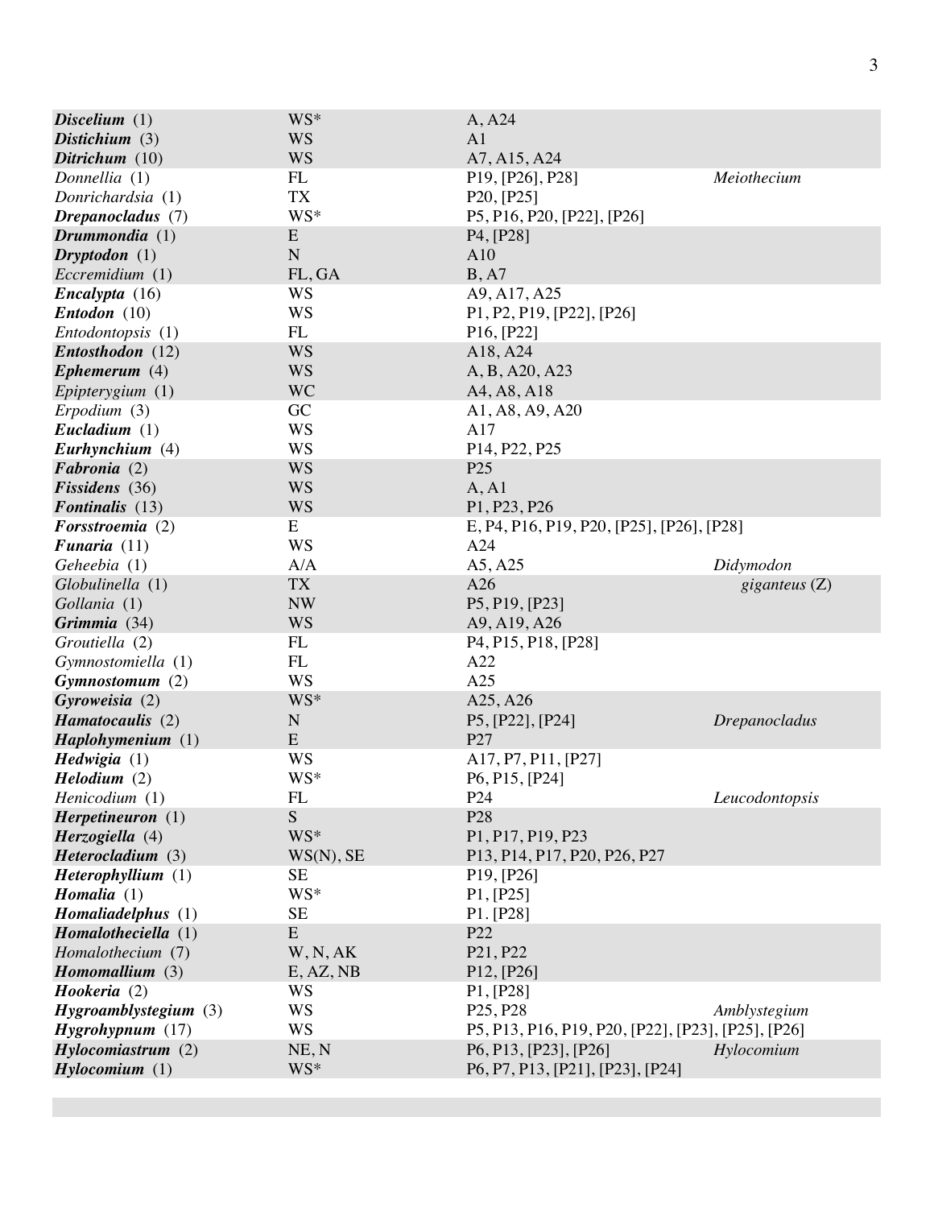| | | | |
|---|---|---|---|
| ***Discelium*** (1) | WS* | A, A24 | |
| ***Distichium*** (3) | WS | A1 | |
| ***Ditrichum*** (10) | WS | A7, A15, A24 | |
| *Donnellia* (1) | FL | P19, [P26], P28] | *Meiothecium* |
| *Donrichardsia* (1) | TX | P20, [P25] | |
| ***Drepanocladus*** (7) | WS* | P5, P16, P20, [P22], [P26] | |
| ***Drummondia*** (1) | E | P4, [P28] | |
| ***Dryptodon*** (1) | N | A10 | |
| *Eccremidium* (1) | FL, GA | B, A7 | |
| ***Encalypta*** (16) | WS | A9, A17, A25 | |
| ***Entodon*** (10) | WS | P1, P2, P19, [P22], [P26] | |
| *Entodontopsis* (1) | FL | P16, [P22] | |
| ***Entosthodon*** (12) | WS | A18, A24 | |
| ***Ephemerum*** (4) | WS | A, B, A20, A23 | |
| *Epipterygium* (1) | WC | A4, A8, A18 | |
| *Erpodium* (3) | GC | A1, A8, A9, A20 | |
| ***Eucladium*** (1) | WS | A17 | |
| ***Eurhynchium*** (4) | WS | P14, P22, P25 | |
| ***Fabronia*** (2) | WS | P25 | |
| ***Fissidens*** (36) | WS | A, A1 | |
| ***Fontinalis*** (13) | WS | P1, P23, P26 | |
| ***Forsstroemia*** (2) | E | E, P4, P16, P19, P20, [P25], [P26], [P28] | |
| ***Funaria*** (11) | WS | A24 | |
| *Geheebia* (1) | A/A | A5, A25 | *Didymodon* |
| *Globulinella* (1) | TX | A26 | *giganteus* (Z) |
| *Gollania* (1) | NW | P5, P19, [P23] | |
| ***Grimmia*** (34) | WS | A9, A19, A26 | |
| *Groutiella* (2) | FL | P4, P15, P18, [P28] | |
| *Gymnostomiella* (1) | FL | A22 | |
| ***Gymnostomum*** (2) | WS | A25 | |
| ***Gyroweisia*** (2) | WS* | A25, A26 | |
| ***Hamatocaulis*** (2) | N | P5, [P22], [P24] | *Drepanocladus* |
| ***Haplohymenium*** (1) | E | P27 | |
| ***Hedwigia*** (1) | WS | A17, P7, P11, [P27] | |
| ***Helodium*** (2) | WS* | P6, P15, [P24] | |
| *Henicodium* (1) | FL | P24 | *Leucodontopsis* |
| ***Herpetineuron*** (1) | S | P28 | |
| ***Herzogiella*** (4) | WS* | P1, P17, P19, P23 | |
| ***Heterocladium*** (3) | WS(N), SE | P13, P14, P17, P20, P26, P27 | |
| ***Heterophyllium*** (1) | SE | P19, [P26] | |
| ***Homalia*** (1) | WS* | P1, [P25] | |
| ***Homaliadelphus*** (1) | SE | P1. [P28] | |
| ***Homalotheciella*** (1) | E | P22 | |
| *Homalothecium* (7) | W, N, AK | P21, P22 | |
| ***Homomallium*** (3) | E, AZ, NB | P12, [P26] | |
| ***Hookeria*** (2) | WS | P1, [P28] | |
| ***Hygroamblystegium*** (3) | WS | P25, P28 | *Amblystegium* |
| ***Hygrohypnum*** (17) | WS | P5, P13, P16, P19, P20, [P22], [P23], [P25], [P26] | |
| ***Hylocomiastrum*** (2) | NE, N | P6, P13, [P23], [P26] | *Hylocomium* |
| ***Hylocomium*** (1) | WS* | P6, P7, P13, [P21], [P23], [P24] | |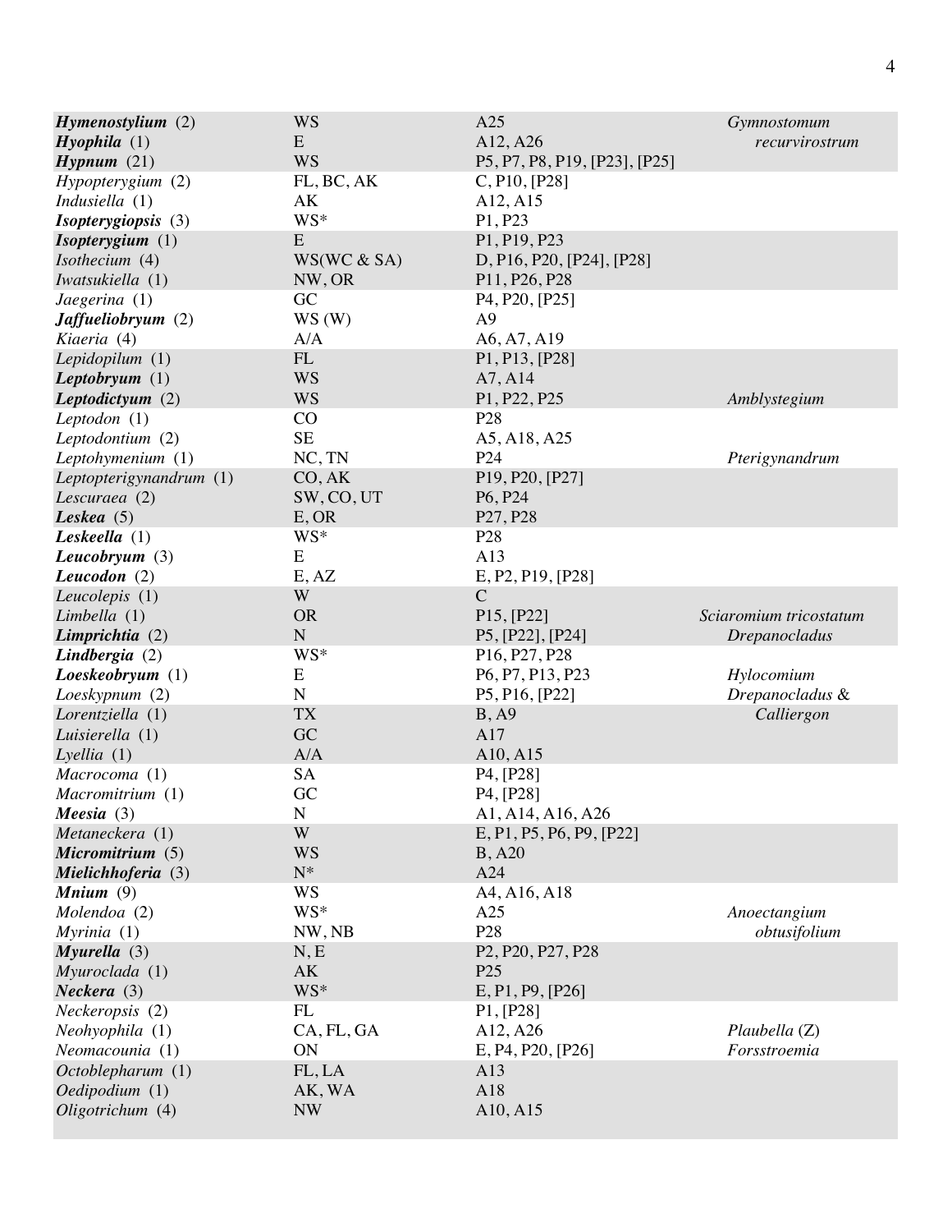| | | | |
|---|---|---|---|
| ***Hymenostylium*** (2) | WS | A25 | *Gymnostomum recurvirostrum* |
| ***Hyophila*** (1) | E | A12, A26 | |
| ***Hypnum*** (21) | WS | P5, P7, P8, P19, [P23], [P25] | |
| *Hypopterygium* (2) | FL, BC, AK | C, P10, [P28] | |
| *Indusiella* (1) | AK | A12, A15 | |
| ***Isopterygiopsis*** (3) | WS* | P1, P23 | |
| ***Isopterygium*** (1) | E | P1, P19, P23 | |
| *Isothecium* (4) | WS(WC & SA) | D, P16, P20, [P24], [P28] | |
| *Iwatsukiella* (1) | NW, OR | P11, P26, P28 | |
| *Jaegerina* (1) | GC | P4, P20, [P25] | |
| ***Jaffueliobryum*** (2) | WS (W) | A9 | |
| *Kiaeria* (4) | A/A | A6, A7, A19 | |
| *Lepidopilum* (1) | FL | P1, P13, [P28] | |
| ***Leptobryum*** (1) | WS | A7, A14 | |
| ***Leptodictyum*** (2) | WS | P1, P22, P25 | *Amblystegium* |
| *Leptodon* (1) | CO | P28 | |
| *Leptodontium* (2) | SE | A5, A18, A25 | |
| *Leptohymenium* (1) | NC, TN | P24 | *Pterigynandrum* |
| *Leptopterigynandrum* (1) | CO, AK | P19, P20, [P27] | |
| *Lescuraea* (2) | SW, CO, UT | P6, P24 | |
| ***Leskea*** (5) | E, OR | P27, P28 | |
| ***Leskeella*** (1) | WS* | P28 | |
| ***Leucobryum*** (3) | E | A13 | |
| ***Leucodon*** (2) | E, AZ | E, P2, P19, [P28] | |
| *Leucolepis* (1) | W | C | |
| *Limbella* (1) | OR | P15, [P22] | *Sciaromium tricostatum* |
| ***Limprichtia*** (2) | N | P5, [P22], [P24] | *Drepanocladus* |
| ***Lindbergia*** (2) | WS* | P16, P27, P28 | |
| ***Loeskeobryum*** (1) | E | P6, P7, P13, P23 | *Hylocomium* |
| *Loeskypnum* (2) | N | P5, P16, [P22] | *Drepanocladus* & *Calliergon* |
| *Lorentziella* (1) | TX | B, A9 | |
| *Luisierella* (1) | GC | A17 | |
| *Lyellia* (1) | A/A | A10, A15 | |
| *Macrocoma* (1) | SA | P4, [P28] | |
| *Macromitrium* (1) | GC | P4, [P28] | |
| ***Meesia*** (3) | N | A1, A14, A16, A26 | |
| *Metaneckera* (1) | W | E, P1, P5, P6, P9, [P22] | |
| ***Micromitrium*** (5) | WS | B, A20 | |
| ***Mielichhoferia*** (3) | N* | A24 | |
| ***Mnium*** (9) | WS | A4, A16, A18 | |
| *Molendoa* (2) | WS* | A25 | *Anoectangium obtusifolium* |
| *Myrinia* (1) | NW, NB | P28 | |
| ***Myurella*** (3) | N, E | P2, P20, P27, P28 | |
| *Myuroclada* (1) | AK | P25 | |
| ***Neckera*** (3) | WS* | E, P1, P9, [P26] | |
| *Neckeropsis* (2) | FL | P1, [P28] | |
| *Neohyophila* (1) | CA, FL, GA | A12, A26 | *Plaubella* (Z) |
| *Neomacounia* (1) | ON | E, P4, P20, [P26] | *Forsstroemia* |
| *Octoblepharum* (1) | FL, LA | A13 | |
| *Oedipodium* (1) | AK, WA | A18 | |
| *Oligotrichum* (4) | NW | A10, A15 | |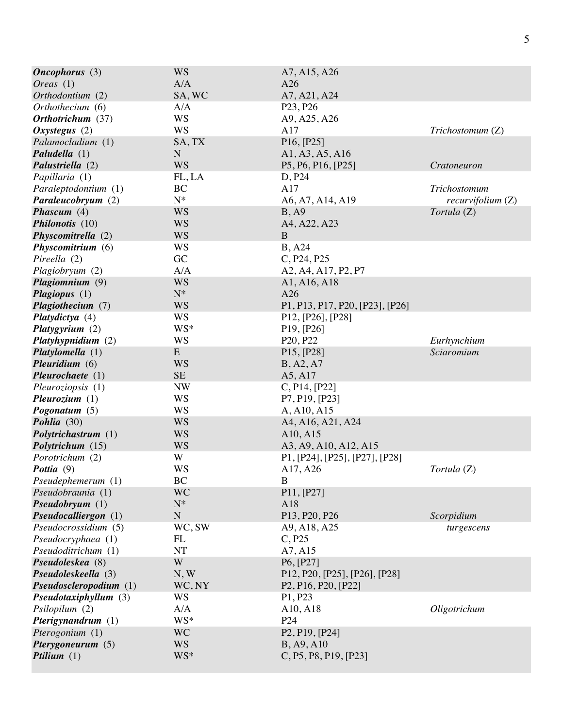| | | | |
|---|---|---|---|
| ***Oncophorus*** (3) | WS | A7, A15, A26 | |
| *Oreas* (1) | A/A | A26 | |
| *Orthodontium* (2) | SA, WC | A7, A21, A24 | |
| *Orthothecium* (6) | A/A | P23, P26 | |
| ***Orthotrichum*** (37) | WS | A9, A25, A26 | |
| ***Oxystegus*** (2) | WS | A17 | *Trichostomum* (Z) |
| *Palamocladium* (1) | SA, TX | P16, [P25] | |
| ***Paludella*** (1) | N | A1, A3, A5, A16 | |
| ***Palustriella*** (2) | WS | P5, P6, P16, [P25] | *Cratoneuron* |
| *Papillaria* (1) | FL, LA | D, P24 | |
| *Paraleptodontium* (1) | BC | A17 | *Trichostomum* |
| ***Paraleucobryum*** (2) | N* | A6, A7, A14, A19 | *recurvifolium* (Z) |
| ***Phascum*** (4) | WS | B, A9 | *Tortula* (Z) |
| ***Philonotis*** (10) | WS | A4, A22, A23 | |
| ***Physcomitrella*** (2) | WS | B | |
| ***Physcomitrium*** (6) | WS | B, A24 | |
| *Pireella* (2) | GC | C, P24, P25 | |
| *Plagiobryum* (2) | A/A | A2, A4, A17, P2, P7 | |
| ***Plagiomnium*** (9) | WS | A1, A16, A18 | |
| ***Plagiopus*** (1) | N* | A26 | |
| ***Plagiothecium*** (7) | WS | P1, P13, P17, P20, [P23], [P26] | |
| ***Platydictya*** (4) | WS | P12, [P26], [P28] | |
| ***Platygyrium*** (2) | WS* | P19, [P26] | |
| ***Platyhypnidium*** (2) | WS | P20, P22 | *Eurhynchium* |
| ***Platylomella*** (1) | E | P15, [P28] | *Sciaromium* |
| ***Pleuridium*** (6) | WS | B, A2, A7 | |
| ***Pleurochaete*** (1) | SE | A5, A17 | |
| *Pleuroziopsis* (1) | NW | C, P14, [P22] | |
| ***Pleurozium*** (1) | WS | P7, P19, [P23] | |
| ***Pogonatum*** (5) | WS | A, A10, A15 | |
| ***Pohlia*** (30) | WS | A4, A16, A21, A24 | |
| ***Polytrichastrum*** (1) | WS | A10, A15 | |
| ***Polytrichum*** (15) | WS | A3, A9, A10, A12, A15 | |
| *Porotrichum* (2) | W | P1, [P24], [P25], [P27], [P28] | |
| ***Pottia*** (9) | WS | A17, A26 | *Tortula* (Z) |
| *Pseudephemerum* (1) | BC | B | |
| *Pseudobraunia* (1) | WC | P11, [P27] | |
| ***Pseudobryum*** (1) | N* | A18 | |
| ***Pseudocalliergon*** (1) | N | P13, P20, P26 | *Scorpidium* |
| *Pseudocrossidium* (5) | WC, SW | A9, A18, A25 | *turgescens* |
| *Pseudocryphaea* (1) | FL | C, P25 | |
| *Pseudoditrichum* (1) | NT | A7, A15 | |
| ***Pseudoleskea*** (8) | W | P6, [P27] | |
| ***Pseudoleskeella*** (3) | N, W | P12, P20, [P25], [P26], [P28] | |
| ***Pseudoscleropodium*** (1) | WC, NY | P2, P16, P20, [P22] | |
| ***Pseudotaxiphyllum*** (3) | WS | P1, P23 | |
| *Psilopilum* (2) | A/A | A10, A18 | *Oligotrichum* |
| ***Pterigynandrum*** (1) | WS* | P24 | |
| *Pterogonium* (1) | WC | P2, P19, [P24] | |
| ***Pterygoneurum*** (5) | WS | B, A9, A10 | |
| ***Ptilium*** (1) | WS* | C, P5, P8, P19, [P23] | |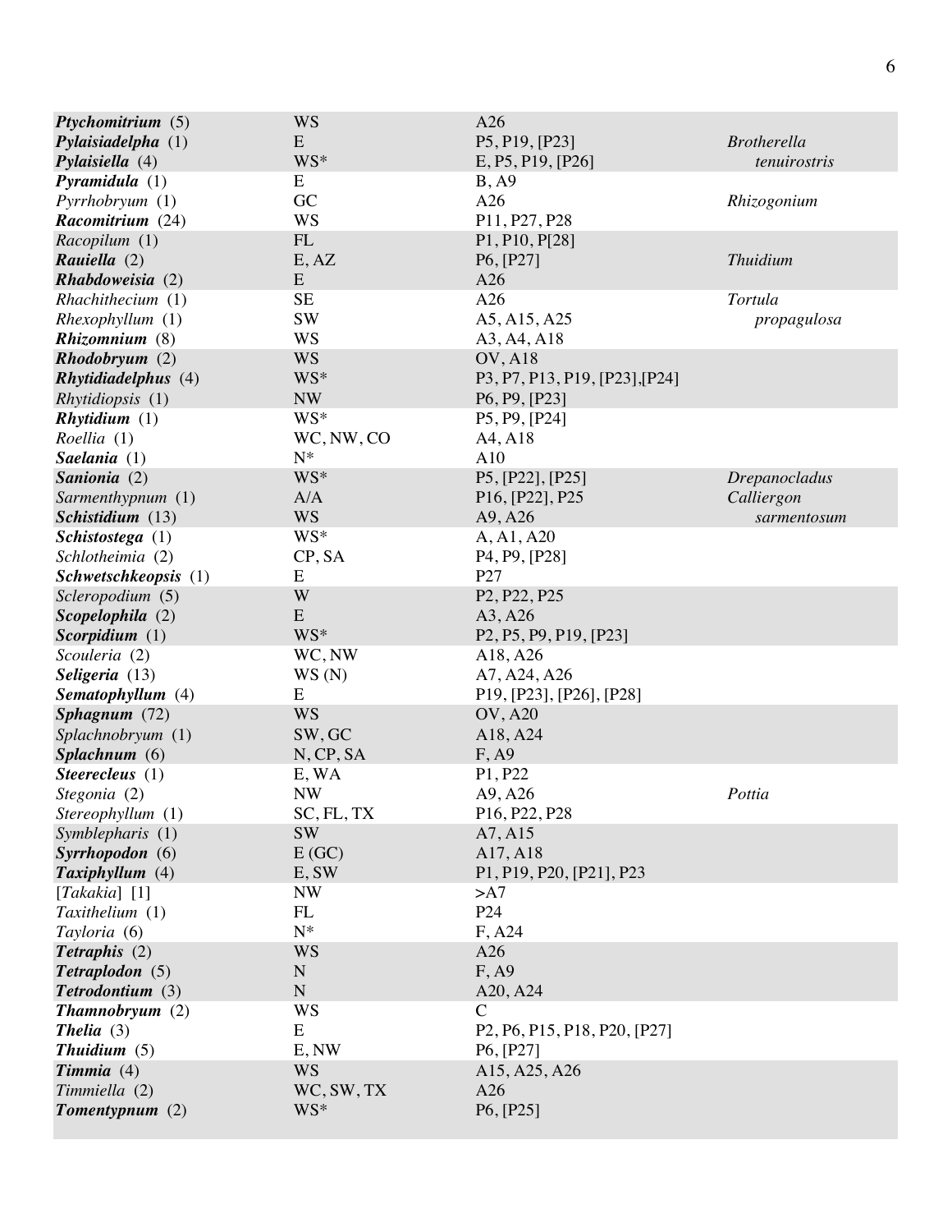| | | | |
|---|---|---|---|
| ***Ptychomitrium*** (5) | WS | A26 | |
| ***Pylaisiadelpha*** (1) | E | P5, P19, [P23] | *Brotherella* |
| ***Pylaisiella*** (4) | WS* | E, P5, P19, [P26] | *tenuirostris* |
| ***Pyramidula*** (1) | E | B, A9 | |
| *Pyrrhobryum* (1) | GC | A26 | *Rhizogonium* |
| ***Racomitrium*** (24) | WS | P11, P27, P28 | |
| *Racopilum* (1) | FL | P1, P10, P[28] | |
| ***Rauiella*** (2) | E, AZ | P6, [P27] | *Thuidium* |
| ***Rhabdoweisia*** (2) | E | A26 | |
| *Rhachithecium* (1) | SE | A26 | *Tortula* |
| *Rhexophyllum* (1) | SW | A5, A15, A25 | *propagulosa* |
| ***Rhizomnium*** (8) | WS | A3, A4, A18 | |
| ***Rhodobryum*** (2) | WS | OV, A18 | |
| ***Rhytidiadelphus*** (4) | WS* | P3, P7, P13, P19, [P23],[P24] | |
| *Rhytidiopsis* (1) | NW | P6, P9, [P23] | |
| ***Rhytidium*** (1) | WS* | P5, P9, [P24] | |
| *Roellia* (1) | WC, NW, CO | A4, A18 | |
| ***Saelania*** (1) | N* | A10 | |
| ***Sanionia*** (2) | WS* | P5, [P22], [P25] | *Drepanocladus* |
| *Sarmenthypnum* (1) | A/A | P16, [P22], P25 | *Calliergon* |
| ***Schistidium*** (13) | WS | A9, A26 | *sarmentosum* |
| ***Schistostega*** (1) | WS* | A, A1, A20 | |
| *Schlotheimia* (2) | CP, SA | P4, P9, [P28] | |
| ***Schwetschkeopsis*** (1) | E | P27 | |
| *Scleropodium* (5) | W | P2, P22, P25 | |
| ***Scopelophila*** (2) | E | A3, A26 | |
| ***Scorpidium*** (1) | WS* | P2, P5, P9, P19, [P23] | |
| *Scouleria* (2) | WC, NW | A18, A26 | |
| ***Seligeria*** (13) | WS (N) | A7, A24, A26 | |
| ***Sematophyllum*** (4) | E | P19, [P23], [P26], [P28] | |
| ***Sphagnum*** (72) | WS | OV, A20 | |
| *Splachnobryum* (1) | SW, GC | A18, A24 | |
| ***Splachnum*** (6) | N, CP, SA | F, A9 | |
| ***Steerecleus*** (1) | E, WA | P1, P22 | |
| *Stegonia* (2) | NW | A9, A26 | *Pottia* |
| *Stereophyllum* (1) | SC, FL, TX | P16, P22, P28 | |
| *Symblepharis* (1) | SW | A7, A15 | |
| ***Syrrhopodon*** (6) | E (GC) | A17, A18 | |
| ***Taxiphyllum*** (4) | E, SW | P1, P19, P20, [P21], P23 | |
| [*Takakia*] [1] | NW | >A7 | |
| *Taxithelium* (1) | FL | P24 | |
| *Tayloria* (6) | N* | F, A24 | |
| ***Tetraphis*** (2) | WS | A26 | |
| ***Tetraplodon*** (5) | N | F, A9 | |
| ***Tetrodontium*** (3) | N | A20, A24 | |
| ***Thamnobryum*** (2) | WS | C | |
| ***Thelia*** (3) | E | P2, P6, P15, P18, P20, [P27] | |
| ***Thuidium*** (5) | E, NW | P6, [P27] | |
| ***Timmia*** (4) | WS | A15, A25, A26 | |
| *Timmiella* (2) | WC, SW, TX | A26 | |
| ***Tomentypnum*** (2) | WS* | P6, [P25] | |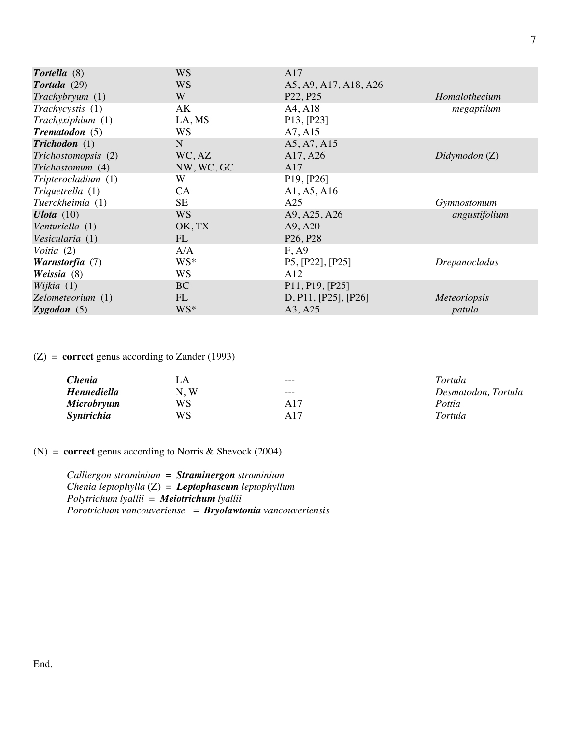| | | | |
|---|---|---|---|
| ***Tortella*** (8) | WS | A17 | |
| ***Tortula*** (29) | WS | A5, A9, A17, A18, A26 | |
| *Trachybryum* (1) | W | P22, P25 | *Homalothecium* |
| *Trachycystis* (1) | AK | A4, A18 | *megaptilum* |
| *Trachyxiphium* (1) | LA, MS | P13, [P23] | |
| ***Trematodon*** (5) | WS | A7, A15 | |
| ***Trichodon*** (1) | N | A5, A7, A15 | |
| *Trichostomopsis* (2) | WC, AZ | A17, A26 | *Didymodon* (Z) |
| *Trichostomum* (4) | NW, WC, GC | A17 | |
| *Tripterocladium* (1) | W | P19, [P26] | |
| *Triquetrella* (1) | CA | A1, A5, A16 | |
| *Tuerckheimia* (1) | SE | A25 | *Gymnostomum* |
| ***Ulota*** (10) | WS | A9, A25, A26 | *angustifolium* |
| *Venturiella* (1) | OK, TX | A9, A20 | |
| *Vesicularia* (1) | FL | P26, P28 | |
| *Voitia* (2) | A/A | F, A9 | |
| ***Warnstorfia*** (7) | WS* | P5, [P22], [P25] | *Drepanocladus* |
| ***Weissia*** (8) | WS | A12 | |
| *Wijkia* (1) | BC | P11, P19, [P25] | |
| *Zelometeorium* (1) | FL | D, P11, [P25], [P26] | *Meteoriopsis* |
| ***Zygodon*** (5) | WS* | A3, A25 | *patula* |

(Z) = **correct** genus according to Zander (1993)

| | | | |
|---|---|---|---|
| ***Chenia*** | LA | --- | *Tortula* |
| ***Hennediella*** | N, W | --- | *Desmatodon, Tortula* |
| ***Microbryum*** | WS | A17 | *Pottia* |
| ***Syntrichia*** | WS | A17 | *Tortula* |

(N) = **correct** genus according to Norris & Shevock (2004)

*Calliergon straminium* = ***Straminergon*** *straminium*
*Chenia leptophylla* (Z) = ***Leptophascum*** *leptophyllum*
*Polytrichum lyallii* = ***Meiotrichum*** *lyallii*
*Porotrichum vancouveriense* = ***Bryolawtonia*** *vancouveriensis*

End.